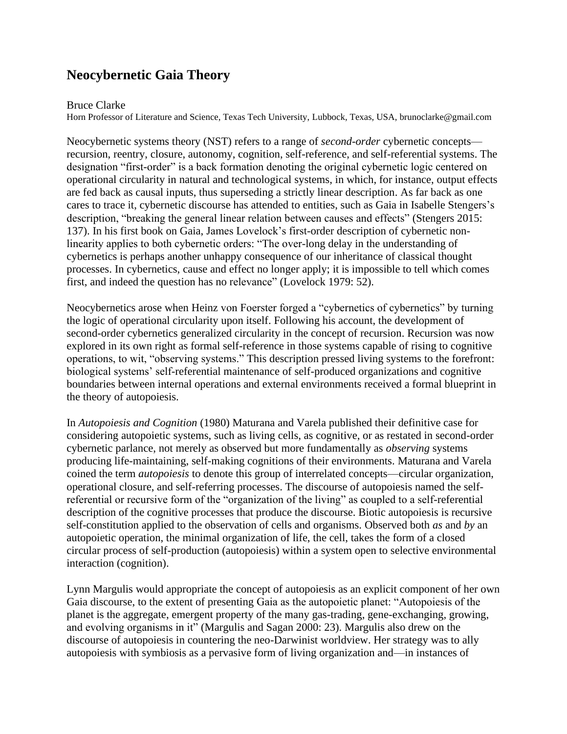# Neocybernetic Gaia Theory

Bruce Clarke
Horn Professor of Literature and Science, Texas Tech University, Lubbock, Texas, USA, brunoclarke@gmail.com

Neocybernetic systems theory (NST) refers to a range of *second-order* cybernetic concepts—recursion, reentry, closure, autonomy, cognition, self-reference, and self-referential systems. The designation "first-order" is a back formation denoting the original cybernetic logic centered on operational circularity in natural and technological systems, in which, for instance, output effects are fed back as causal inputs, thus superseding a strictly linear description. As far back as one cares to trace it, cybernetic discourse has attended to entities, such as Gaia in Isabelle Stengers's description, "breaking the general linear relation between causes and effects" (Stengers 2015: 137). In his first book on Gaia, James Lovelock's first-order description of cybernetic non-linearity applies to both cybernetic orders: "The over-long delay in the understanding of cybernetics is perhaps another unhappy consequence of our inheritance of classical thought processes. In cybernetics, cause and effect no longer apply; it is impossible to tell which comes first, and indeed the question has no relevance" (Lovelock 1979: 52).

Neocybernetics arose when Heinz von Foerster forged a "cybernetics of cybernetics" by turning the logic of operational circularity upon itself. Following his account, the development of second-order cybernetics generalized circularity in the concept of recursion. Recursion was now explored in its own right as formal self-reference in those systems capable of rising to cognitive operations, to wit, "observing systems." This description pressed living systems to the forefront: biological systems' self-referential maintenance of self-produced organizations and cognitive boundaries between internal operations and external environments received a formal blueprint in the theory of autopoiesis.

In *Autopoiesis and Cognition* (1980) Maturana and Varela published their definitive case for considering autopoietic systems, such as living cells, as cognitive, or as restated in second-order cybernetic parlance, not merely as observed but more fundamentally as *observing* systems producing life-maintaining, self-making cognitions of their environments. Maturana and Varela coined the term *autopoiesis* to denote this group of interrelated concepts—circular organization, operational closure, and self-referring processes. The discourse of autopoiesis named the self-referential or recursive form of the "organization of the living" as coupled to a self-referential description of the cognitive processes that produce the discourse. Biotic autopoiesis is recursive self-constitution applied to the observation of cells and organisms. Observed both *as* and *by* an autopoietic operation, the minimal organization of life, the cell, takes the form of a closed circular process of self-production (autopoiesis) within a system open to selective environmental interaction (cognition).

Lynn Margulis would appropriate the concept of autopoiesis as an explicit component of her own Gaia discourse, to the extent of presenting Gaia as the autopoietic planet: "Autopoiesis of the planet is the aggregate, emergent property of the many gas-trading, gene-exchanging, growing, and evolving organisms in it" (Margulis and Sagan 2000: 23). Margulis also drew on the discourse of autopoiesis in countering the neo-Darwinist worldview. Her strategy was to ally autopoiesis with symbiosis as a pervasive form of living organization and—in instances of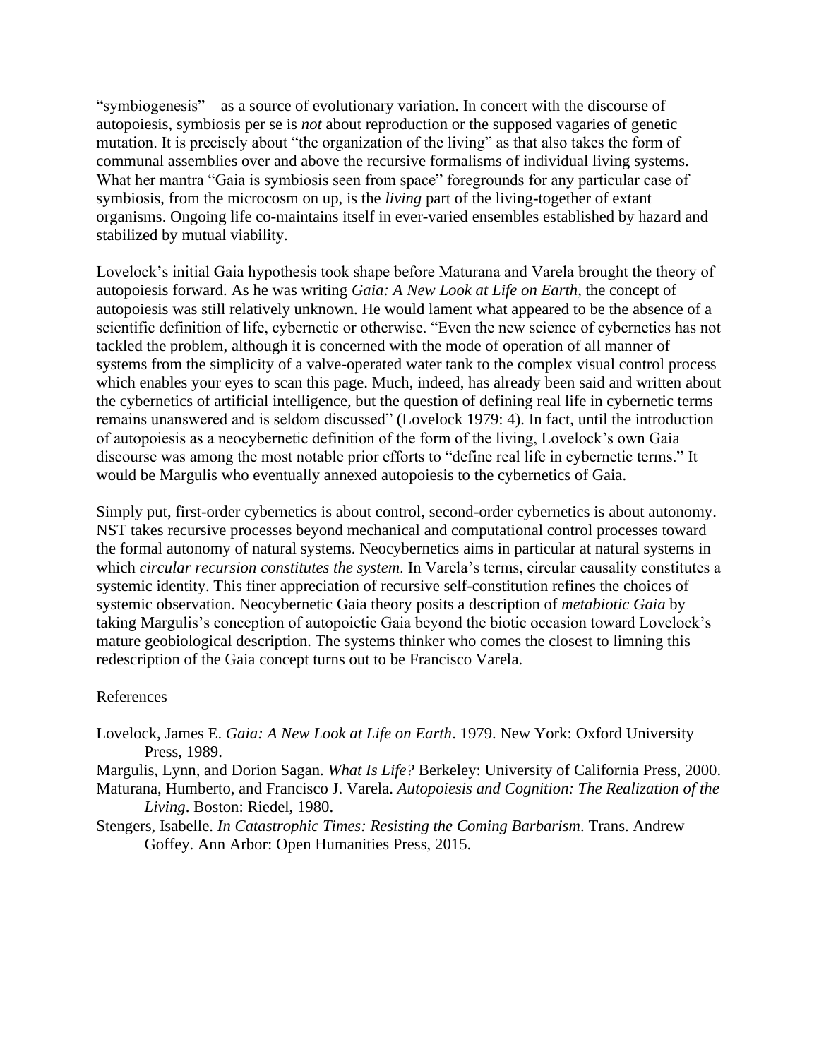"symbiogenesis"—as a source of evolutionary variation. In concert with the discourse of autopoiesis, symbiosis per se is *not* about reproduction or the supposed vagaries of genetic mutation. It is precisely about "the organization of the living" as that also takes the form of communal assemblies over and above the recursive formalisms of individual living systems. What her mantra "Gaia is symbiosis seen from space" foregrounds for any particular case of symbiosis, from the microcosm on up, is the *living* part of the living-together of extant organisms. Ongoing life co-maintains itself in ever-varied ensembles established by hazard and stabilized by mutual viability.

Lovelock's initial Gaia hypothesis took shape before Maturana and Varela brought the theory of autopoiesis forward. As he was writing *Gaia: A New Look at Life on Earth*, the concept of autopoiesis was still relatively unknown. He would lament what appeared to be the absence of a scientific definition of life, cybernetic or otherwise. "Even the new science of cybernetics has not tackled the problem, although it is concerned with the mode of operation of all manner of systems from the simplicity of a valve-operated water tank to the complex visual control process which enables your eyes to scan this page. Much, indeed, has already been said and written about the cybernetics of artificial intelligence, but the question of defining real life in cybernetic terms remains unanswered and is seldom discussed" (Lovelock 1979: 4). In fact, until the introduction of autopoiesis as a neocybernetic definition of the form of the living, Lovelock's own Gaia discourse was among the most notable prior efforts to "define real life in cybernetic terms." It would be Margulis who eventually annexed autopoiesis to the cybernetics of Gaia.

Simply put, first-order cybernetics is about control, second-order cybernetics is about autonomy. NST takes recursive processes beyond mechanical and computational control processes toward the formal autonomy of natural systems. Neocybernetics aims in particular at natural systems in which *circular recursion constitutes the system*. In Varela's terms, circular causality constitutes a systemic identity. This finer appreciation of recursive self-constitution refines the choices of systemic observation. Neocybernetic Gaia theory posits a description of *metabiotic Gaia* by taking Margulis's conception of autopoietic Gaia beyond the biotic occasion toward Lovelock's mature geobiological description. The systems thinker who comes the closest to limning this redescription of the Gaia concept turns out to be Francisco Varela.

References

Lovelock, James E. *Gaia: A New Look at Life on Earth*. 1979. New York: Oxford University Press, 1989.

Margulis, Lynn, and Dorion Sagan. *What Is Life?* Berkeley: University of California Press, 2000.

Maturana, Humberto, and Francisco J. Varela. *Autopoiesis and Cognition: The Realization of the Living*. Boston: Riedel, 1980.

Stengers, Isabelle. *In Catastrophic Times: Resisting the Coming Barbarism*. Trans. Andrew Goffey. Ann Arbor: Open Humanities Press, 2015.